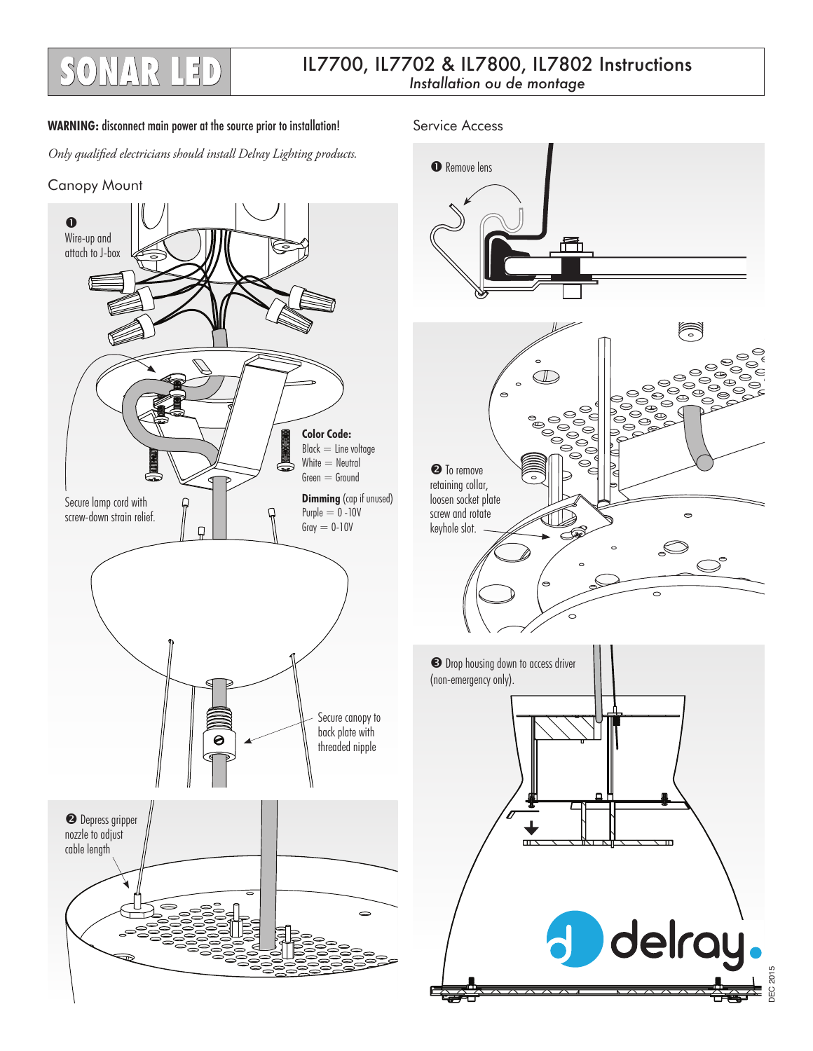# SONAR LED

## IL7700, IL7702 & IL7800, IL7802 Instructions

*Installation ou de montage*

**WARNING:** disconnect main power at the source prior to installation!

*Only qualified electricians should install Delray Lighting products.*

### Canopy Mount

❶ Wire-up and attach to J-box

Secure lamp cord with screw-down strain relief.

**Color Code:**
Black = Line voltage
White = Neutral
Green = Ground

**Dimming** (cap if unused)
Purple = 0 -10V
Gray = 0-10V

Secure canopy to back plate with threaded nipple

❷ Depress gripper nozzle to adjust cable length

### Service Access

❶ Remove lens

❷ To remove retaining collar, loosen socket plate screw and rotate keyhole slot.

❸ Drop housing down to access driver (non-emergency only).

delray.

DEC 2015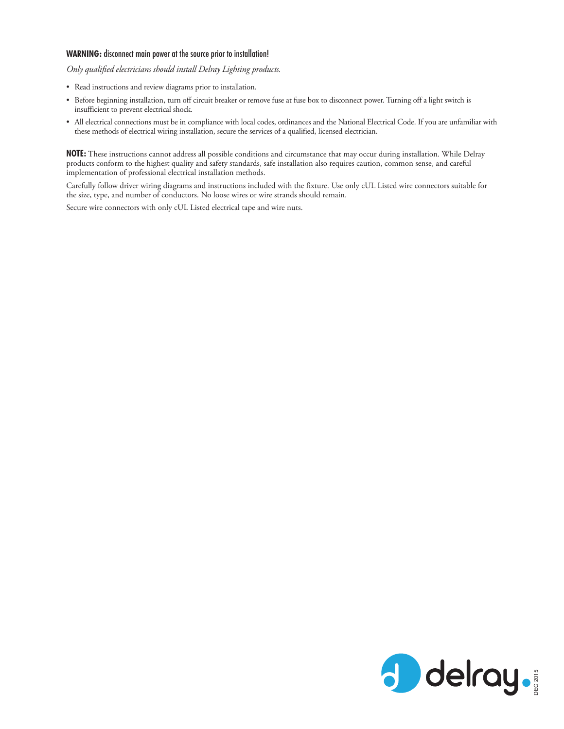**WARNING:** disconnect main power at the source prior to installation!

*Only qualified electricians should install Delray Lighting products.*

- Read instructions and review diagrams prior to installation.
- Before beginning installation, turn off circuit breaker or remove fuse at fuse box to disconnect power. Turning off a light switch is insufficient to prevent electrical shock.
- All electrical connections must be in compliance with local codes, ordinances and the National Electrical Code. If you are unfamiliar with these methods of electrical wiring installation, secure the services of a qualified, licensed electrician.

**NOTE:** These instructions cannot address all possible conditions and circumstance that may occur during installation. While Delray products conform to the highest quality and safety standards, safe installation also requires caution, common sense, and careful implementation of professional electrical installation methods.

Carefully follow driver wiring diagrams and instructions included with the fixture. Use only cUL Listed wire connectors suitable for the size, type, and number of conductors. No loose wires or wire strands should remain.

Secure wire connectors with only cUL Listed electrical tape and wire nuts.

delray.

DEC 2015